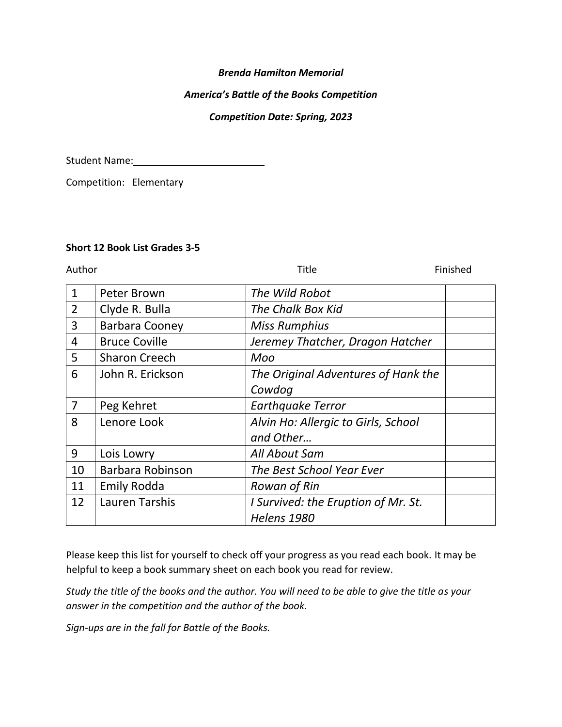***Brenda Hamilton Memorial***

***America's Battle of the Books Competition***

***Competition Date: Spring, 2023***

Student Name: ________________________

Competition: Elementary

**Short 12 Book List Grades 3-5**

| | Author | Title | Finished |
|---|---|---|---|
| 1 | Peter Brown | *The Wild Robot* | |
| 2 | Clyde R. Bulla | *The Chalk Box Kid* | |
| 3 | Barbara Cooney | *Miss Rumphius* | |
| 4 | Bruce Coville | *Jeremey Thatcher, Dragon Hatcher* | |
| 5 | Sharon Creech | *Moo* | |
| 6 | John R. Erickson | *The Original Adventures of Hank the Cowdog* | |
| 7 | Peg Kehret | *Earthquake Terror* | |
| 8 | Lenore Look | *Alvin Ho: Allergic to Girls, School and Other…* | |
| 9 | Lois Lowry | *All About Sam* | |
| 10 | Barbara Robinson | *The Best School Year Ever* | |
| 11 | Emily Rodda | *Rowan of Rin* | |
| 12 | Lauren Tarshis | *I Survived: the Eruption of Mr. St. Helens 1980* | |

Please keep this list for yourself to check off your progress as you read each book. It may be helpful to keep a book summary sheet on each book you read for review.

*Study the title of the books and the author. You will need to be able to give the title as your answer in the competition and the author of the book.*

*Sign-ups are in the fall for Battle of the Books.*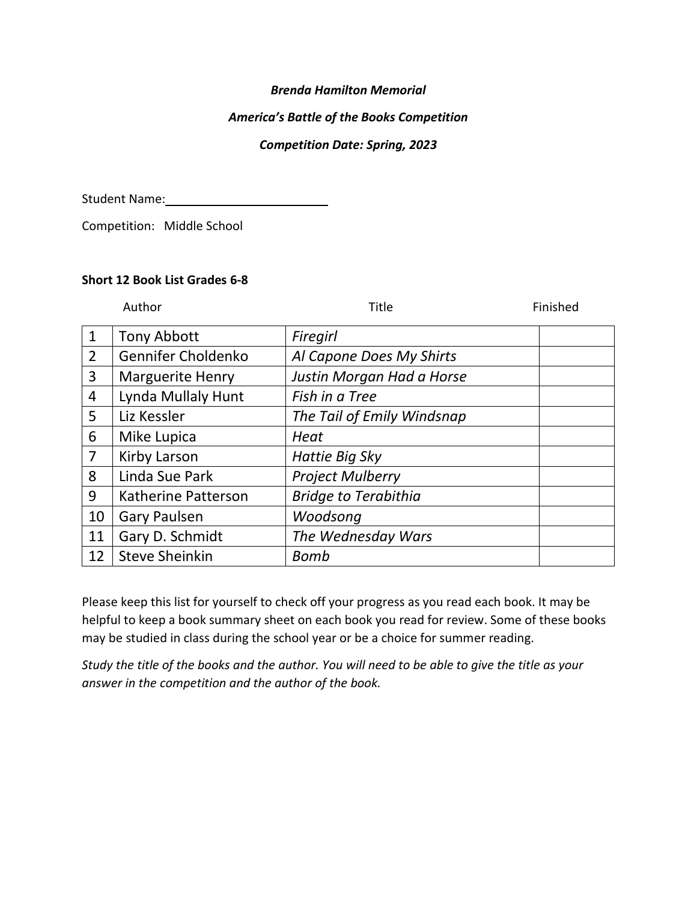***Brenda Hamilton Memorial***

***America's Battle of the Books Competition***

***Competition Date: Spring, 2023***

Student Name:________________________

Competition: Middle School

**Short 12 Book List Grades 6-8**

|  | Author | Title | Finished |
|---|---|---|---|
| 1 | Tony Abbott | *Firegirl* |  |
| 2 | Gennifer Choldenko | *Al Capone Does My Shirts* |  |
| 3 | Marguerite Henry | *Justin Morgan Had a Horse* |  |
| 4 | Lynda Mullaly Hunt | *Fish in a Tree* |  |
| 5 | Liz Kessler | *The Tail of Emily Windsnap* |  |
| 6 | Mike Lupica | *Heat* |  |
| 7 | Kirby Larson | *Hattie Big Sky* |  |
| 8 | Linda Sue Park | *Project Mulberry* |  |
| 9 | Katherine Patterson | *Bridge to Terabithia* |  |
| 10 | Gary Paulsen | *Woodsong* |  |
| 11 | Gary D. Schmidt | *The Wednesday Wars* |  |
| 12 | Steve Sheinkin | *Bomb* |  |

Please keep this list for yourself to check off your progress as you read each book. It may be helpful to keep a book summary sheet on each book you read for review. Some of these books may be studied in class during the school year or be a choice for summer reading.

*Study the title of the books and the author. You will need to be able to give the title as your answer in the competition and the author of the book.*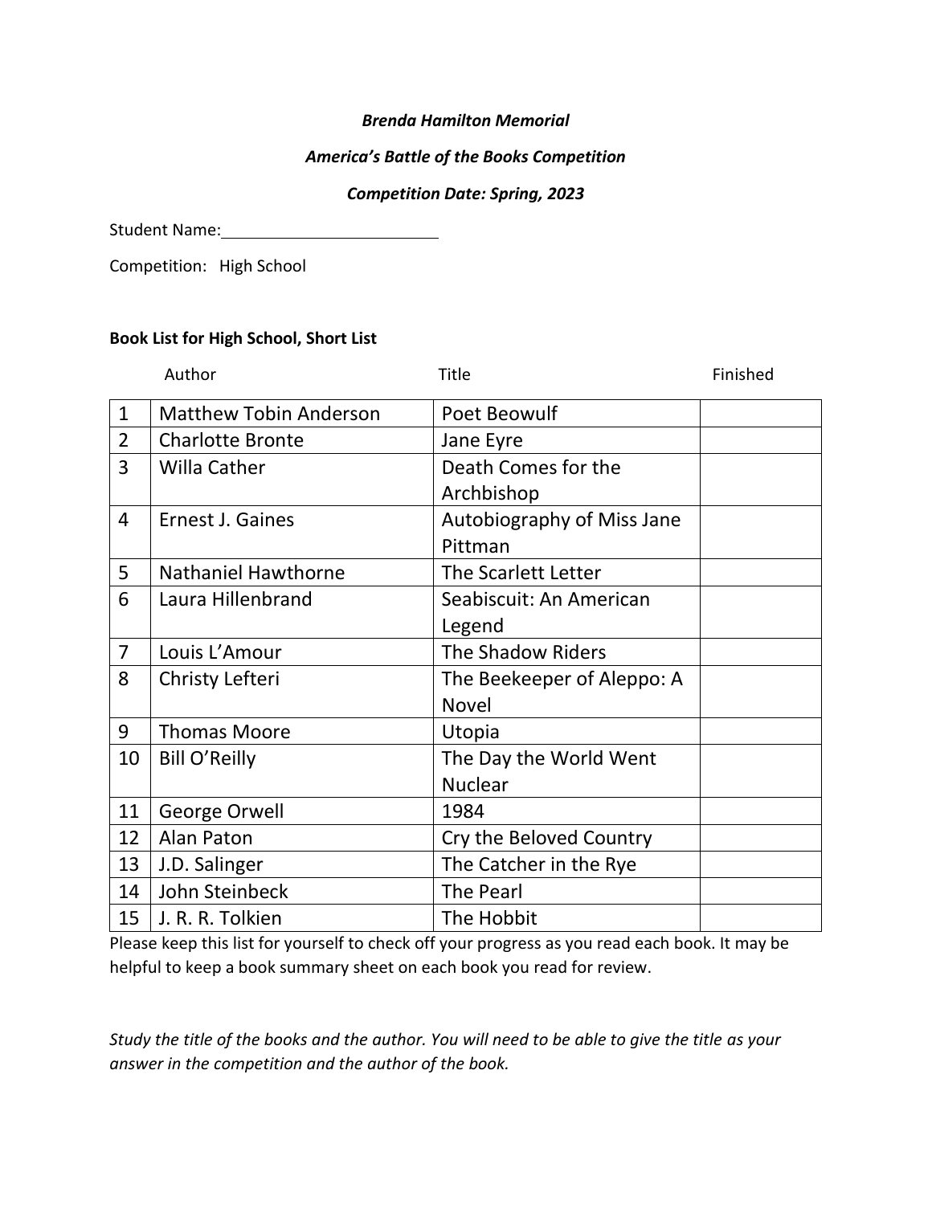***Brenda Hamilton Memorial***

***America's Battle of the Books Competition***

***Competition Date: Spring, 2023***

Student Name:________________________

Competition: High School

**Book List for High School, Short List**

| | Author | Title | Finished |
|---|---|---|---|
| 1 | Matthew Tobin Anderson | Poet Beowulf | |
| 2 | Charlotte Bronte | Jane Eyre | |
| 3 | Willa Cather | Death Comes for the Archbishop | |
| 4 | Ernest J. Gaines | Autobiography of Miss Jane Pittman | |
| 5 | Nathaniel Hawthorne | The Scarlett Letter | |
| 6 | Laura Hillenbrand | Seabiscuit: An American Legend | |
| 7 | Louis L'Amour | The Shadow Riders | |
| 8 | Christy Lefteri | The Beekeeper of Aleppo: A Novel | |
| 9 | Thomas Moore | Utopia | |
| 10 | Bill O'Reilly | The Day the World Went Nuclear | |
| 11 | George Orwell | 1984 | |
| 12 | Alan Paton | Cry the Beloved Country | |
| 13 | J.D. Salinger | The Catcher in the Rye | |
| 14 | John Steinbeck | The Pearl | |
| 15 | J. R. R. Tolkien | The Hobbit | |

Please keep this list for yourself to check off your progress as you read each book. It may be helpful to keep a book summary sheet on each book you read for review.

*Study the title of the books and the author. You will need to be able to give the title as your answer in the competition and the author of the book.*